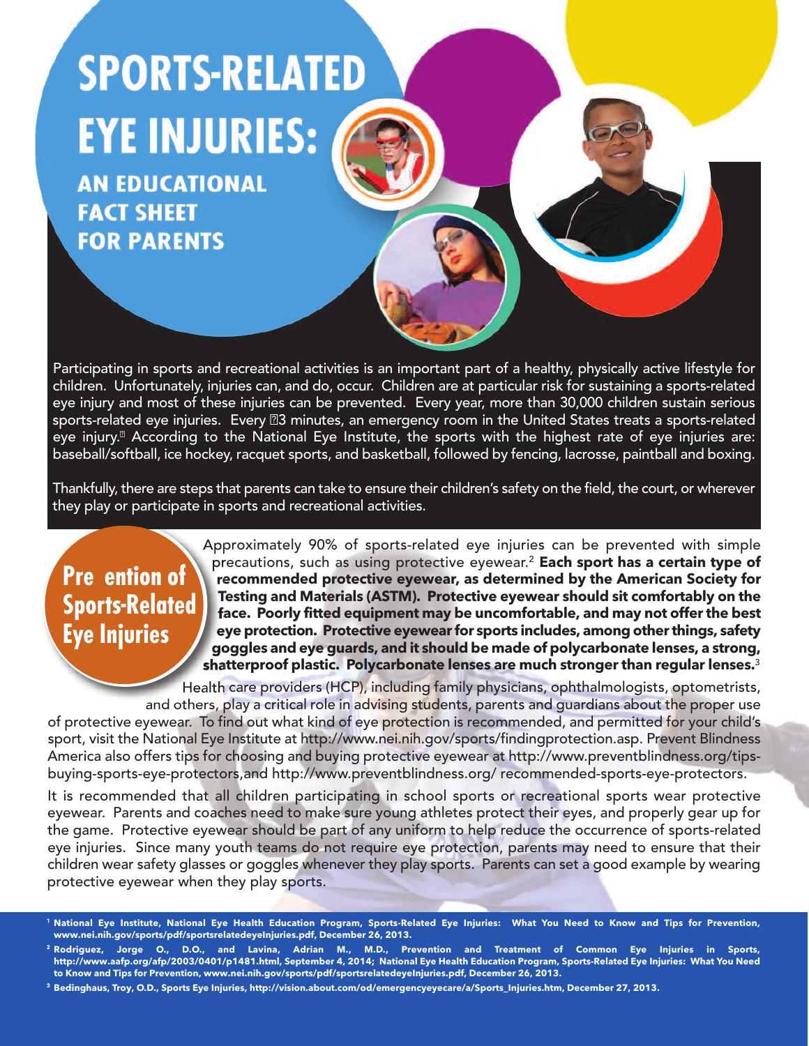# SPORTS-RELATED EYE INJURIES:

## AN EDUCATIONAL FACT SHEET FOR PARENTS

Participating in sports and recreational activities is an important part of a healthy, physically active lifestyle for children. Unfortunately, injuries can, and do, occur. Children are at particular risk for sustaining a sports-related eye injury and most of these injuries can be prevented. Every year, more than 30,000 children sustain serious sports-related eye injuries. Every 13 minutes, an emergency room in the United States treats a sports-related eye injury.[1] According to the National Eye Institute, the sports with the highest rate of eye injuries are: baseball/softball, ice hockey, racquet sports, and basketball, followed by fencing, lacrosse, paintball and boxing.

Thankfully, there are steps that parents can take to ensure their children's safety on the field, the court, or wherever they play or participate in sports and recreational activities.

## Prevention of Sports-Related Eye Injuries

Approximately 90% of sports-related eye injuries can be prevented with simple precautions, such as using protective eyewear.[2] **Each sport has a certain type of recommended protective eyewear, as determined by the American Society for Testing and Materials (ASTM). Protective eyewear should sit comfortably on the face. Poorly fitted equipment may be uncomfortable, and may not offer the best eye protection. Protective eyewear for sports includes, among other things, safety goggles and eye guards, and it should be made of polycarbonate lenses, a strong, shatterproof plastic. Polycarbonate lenses are much stronger than regular lenses.**[3] Health care providers (HCP), including family physicians, ophthalmologists, optometrists, and others, play a critical role in advising students, parents and guardians about the proper use of protective eyewear. To find out what kind of eye protection is recommended, and permitted for your child's sport, visit the National Eye Institute at http://www.nei.nih.gov/sports/findingprotection.asp. Prevent Blindness America also offers tips for choosing and buying protective eyewear at http://www.preventblindness.org/tips-buying-sports-eye-protectors,and http://www.preventblindness.org/ recommended-sports-eye-protectors.

It is recommended that all children participating in school sports or recreational sports wear protective eyewear. Parents and coaches need to make sure young athletes protect their eyes, and properly gear up for the game. Protective eyewear should be part of any uniform to help reduce the occurrence of sports-related eye injuries. Since many youth teams do not require eye protection, parents may need to ensure that their children wear safety glasses or goggles whenever they play sports. Parents can set a good example by wearing protective eyewear when they play sports.

---

[1] National Eye Institute, National Eye Health Education Program, Sports-Related Eye Injuries: What You Need to Know and Tips for Prevention, www.nei.nih.gov/sports/pdf/sportsrelatedeyeInjuries.pdf, December 26, 2013.

[2] Rodriguez, Jorge O., D.O., and Lavina, Adrian M., M.D., Prevention and Treatment of Common Eye Injuries in Sports, http://www.aafp.org/afp/2003/0401/p1481.html, September 4, 2014; National Eye Health Education Program, Sports-Related Eye Injuries: What You Need to Know and Tips for Prevention, www.nei.nih.gov/sports/pdf/sportsrelatedeyeInjuries.pdf, December 26, 2013.

[3] Bedinghaus, Troy, O.D., Sports Eye Injuries, http://vision.about.com/od/emergencyeyecare/a/Sports_Injuries.htm, December 27, 2013.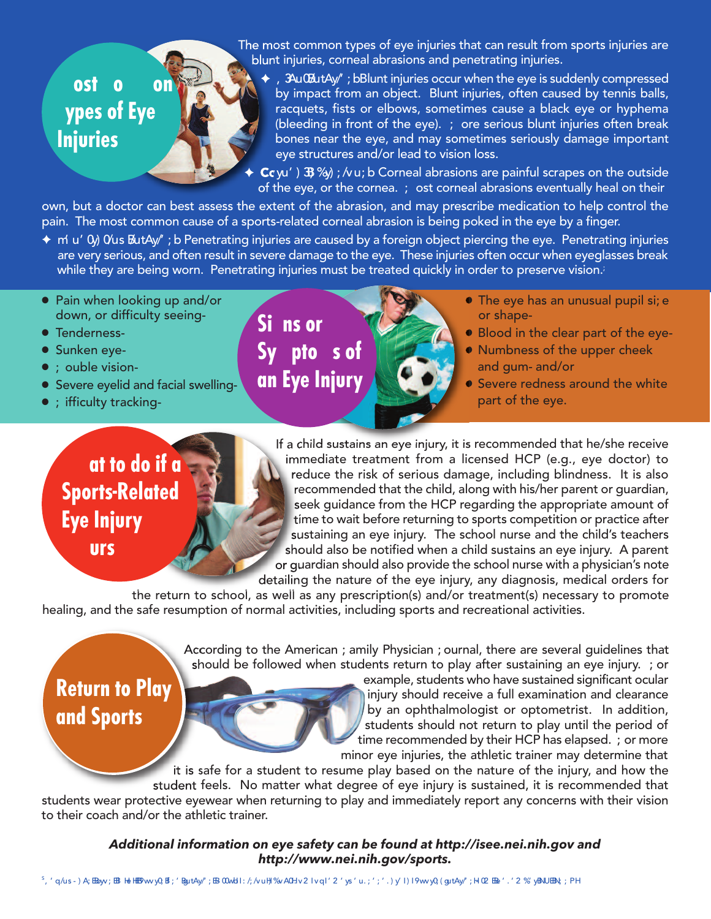## ost o on ypes of Eye Injuries

The most common types of eye injuries that can result from sports injuries are blunt injuries, corneal abrasions and penetrating injuries.

- , 3AuO2utAy/" ; bBlunt injuries occur when the eye is suddenly compressed by impact from an object. Blunt injuries, often caused by tennis balls, racquets, fists or elbows, sometimes cause a black eye or hyphema (bleeding in front of the eye). ; ore serious blunt injuries often break bones near the eye, and may sometimes seriously damage important eye structures and/or lead to vision loss.
- Ccyu' ) 3B %y) ; /v u; b Corneal abrasions are painful scrapes on the outside of the eye, or the cornea. ; ost corneal abrasions eventually heal on their own, but a doctor can best assess the extent of the abrasion, and may prescribe medication to help control the pain. The most common cause of a sports-related corneal abrasion is being poked in the eye by a finger.
- m u' 0y) 0'us BautAy/" ; b Penetrating injuries are caused by a foreign object piercing the eye. Penetrating injuries are very serious, and often result in severe damage to the eye. These injuries often occur when eyeglasses break while they are being worn. Penetrating injuries must be treated quickly in order to preserve vision.

## Si ns or Sy pto s of an Eye Injury

- Pain when looking up and/or down, or difficulty seeing-
- Tenderness-
- Sunken eye-
- ; ouble vision-
- Severe eyelid and facial swelling-
- ; ifficulty tracking-
- The eye has an unusual pupil si; e or shape-
- Blood in the clear part of the eye-
- Numbness of the upper cheek and gum- and/or
- Severe redness around the white part of the eye.

## at to do if a Sports-Related Eye Injury urs

If a child sustains an eye injury, it is recommended that he/she receive immediate treatment from a licensed HCP (e.g., eye doctor) to reduce the risk of serious damage, including blindness. It is also recommended that the child, along with his/her parent or guardian, seek guidance from the HCP regarding the appropriate amount of time to wait before returning to sports competition or practice after sustaining an eye injury. The school nurse and the child's teachers should also be notified when a child sustains an eye injury. A parent or guardian should also provide the school nurse with a physician's note detailing the nature of the eye injury, any diagnosis, medical orders for the return to school, as well as any prescription(s) and/or treatment(s) necessary to promote healing, and the safe resumption of normal activities, including sports and recreational activities.

## Return to Play and Sports

According to the American ; amily Physician ; ournal, there are several guidelines that should be followed when students return to play after sustaining an eye injury. ; or example, students who have sustained significant ocular injury should receive a full examination and clearance by an ophthalmologist or optometrist. In addition, students should not return to play until the period of time recommended by their HCP has elapsed. ; or more minor eye injuries, the athletic trainer may determine that it is safe for a student to resume play based on the nature of the injury, and how the student feels. No matter what degree of eye injury is sustained, it is recommended that students wear protective eyewear when returning to play and immediately report any concerns with their vision to their coach and/or the athletic trainer.

***Additional information on eye safety can be found at http://isee.nei.nih.gov and http://www.nei.nih.gov/sports.***